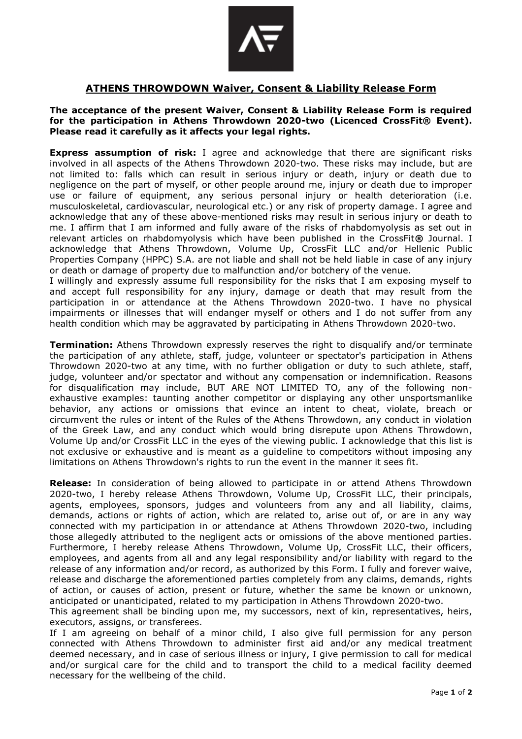# ATHENS THROWDOWN Waiver, Consent & Liability Release Form

**The acceptance of the present Waiver, Consent & Liability Release Form is required for the participation in Athens Throwdown 2020-two (Licenced CrossFit® Event). Please read it carefully as it affects your legal rights.**

**Express assumption of risk:** I agree and acknowledge that there are significant risks involved in all aspects of the Athens Throwdown 2020-two. These risks may include, but are not limited to: falls which can result in serious injury or death, injury or death due to negligence on the part of myself, or other people around me, injury or death due to improper use or failure of equipment, any serious personal injury or health deterioration (i.e. musculoskeletal, cardiovascular, neurological etc.) or any risk of property damage. I agree and acknowledge that any of these above-mentioned risks may result in serious injury or death to me. I affirm that I am informed and fully aware of the risks of rhabdomyolysis as set out in relevant articles on rhabdomyolysis which have been published in the CrossFit® Journal. I acknowledge that Athens Throwdown, Volume Up, CrossFit LLC and/or Hellenic Public Properties Company (HPPC) S.A. are not liable and shall not be held liable in case of any injury or death or damage of property due to malfunction and/or botchery of the venue.
I willingly and expressly assume full responsibility for the risks that I am exposing myself to and accept full responsibility for any injury, damage or death that may result from the participation in or attendance at the Athens Throwdown 2020-two. I have no physical impairments or illnesses that will endanger myself or others and I do not suffer from any health condition which may be aggravated by participating in Athens Throwdown 2020-two.

**Termination:** Athens Throwdown expressly reserves the right to disqualify and/or terminate the participation of any athlete, staff, judge, volunteer or spectator's participation in Athens Throwdown 2020-two at any time, with no further obligation or duty to such athlete, staff, judge, volunteer and/or spectator and without any compensation or indemnification. Reasons for disqualification may include, BUT ARE NOT LIMITED TO, any of the following non-exhaustive examples: taunting another competitor or displaying any other unsportsmanlike behavior, any actions or omissions that evince an intent to cheat, violate, breach or circumvent the rules or intent of the Rules of the Athens Throwdown, any conduct in violation of the Greek Law, and any conduct which would bring disrepute upon Athens Throwdown, Volume Up and/or CrossFit LLC in the eyes of the viewing public. I acknowledge that this list is not exclusive or exhaustive and is meant as a guideline to competitors without imposing any limitations on Athens Throwdown's rights to run the event in the manner it sees fit.

**Release:** In consideration of being allowed to participate in or attend Athens Throwdown 2020-two, I hereby release Athens Throwdown, Volume Up, CrossFit LLC, their principals, agents, employees, sponsors, judges and volunteers from any and all liability, claims, demands, actions or rights of action, which are related to, arise out of, or are in any way connected with my participation in or attendance at Athens Throwdown 2020-two, including those allegedly attributed to the negligent acts or omissions of the above mentioned parties. Furthermore, I hereby release Athens Throwdown, Volume Up, CrossFit LLC, their officers, employees, and agents from all and any legal responsibility and/or liability with regard to the release of any information and/or record, as authorized by this Form. I fully and forever waive, release and discharge the aforementioned parties completely from any claims, demands, rights of action, or causes of action, present or future, whether the same be known or unknown, anticipated or unanticipated, related to my participation in Athens Throwdown 2020-two.
This agreement shall be binding upon me, my successors, next of kin, representatives, heirs, executors, assigns, or transferees.
If I am agreeing on behalf of a minor child, I also give full permission for any person connected with Athens Throwdown to administer first aid and/or any medical treatment deemed necessary, and in case of serious illness or injury, I give permission to call for medical and/or surgical care for the child and to transport the child to a medical facility deemed necessary for the wellbeing of the child.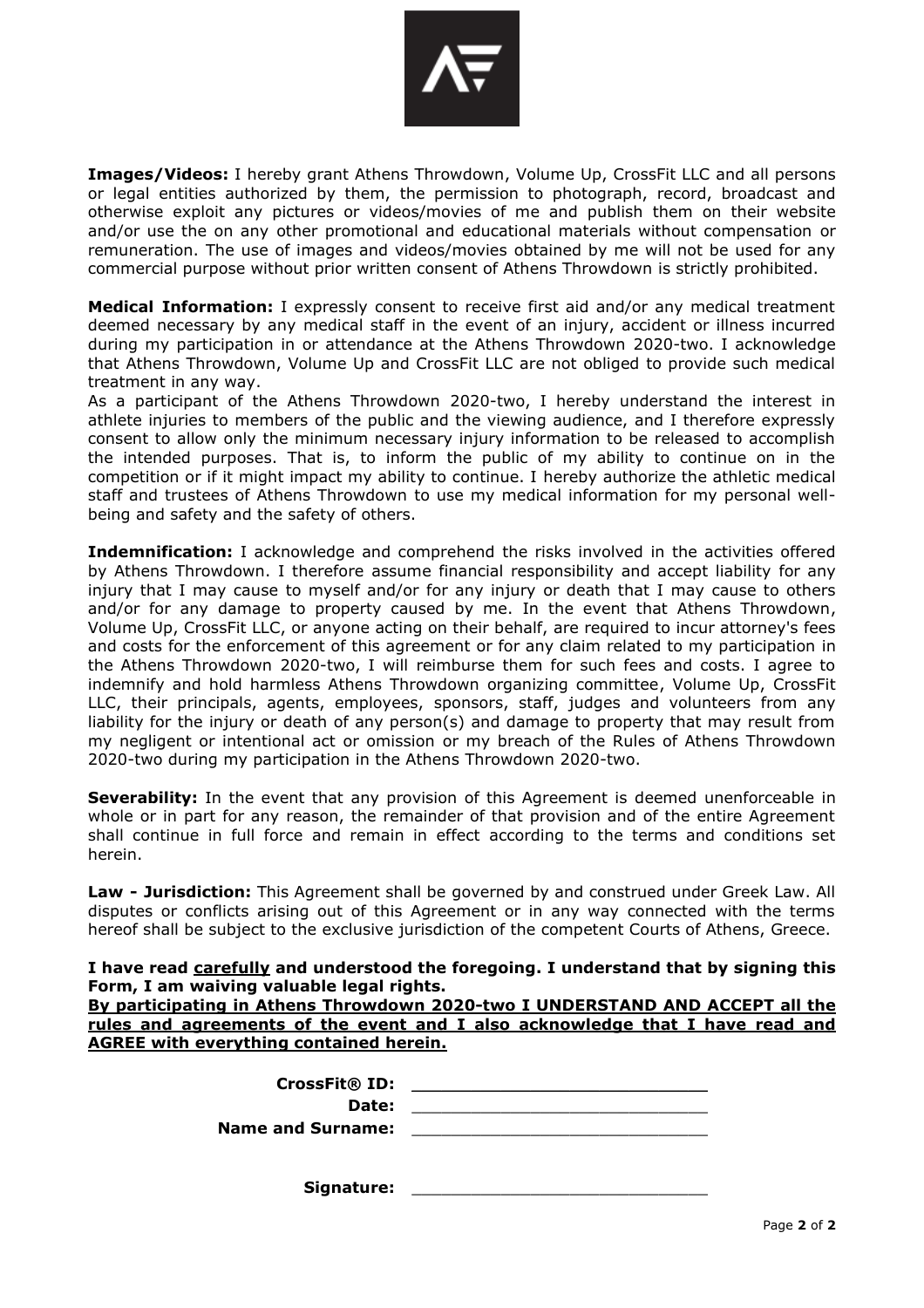**Images/Videos:** I hereby grant Athens Throwdown, Volume Up, CrossFit LLC and all persons or legal entities authorized by them, the permission to photograph, record, broadcast and otherwise exploit any pictures or videos/movies of me and publish them on their website and/or use the on any other promotional and educational materials without compensation or remuneration. The use of images and videos/movies obtained by me will not be used for any commercial purpose without prior written consent of Athens Throwdown is strictly prohibited.

**Medical Information:** I expressly consent to receive first aid and/or any medical treatment deemed necessary by any medical staff in the event of an injury, accident or illness incurred during my participation in or attendance at the Athens Throwdown 2020-two. I acknowledge that Athens Throwdown, Volume Up and CrossFit LLC are not obliged to provide such medical treatment in any way.
As a participant of the Athens Throwdown 2020-two, I hereby understand the interest in athlete injuries to members of the public and the viewing audience, and I therefore expressly consent to allow only the minimum necessary injury information to be released to accomplish the intended purposes. That is, to inform the public of my ability to continue on in the competition or if it might impact my ability to continue. I hereby authorize the athletic medical staff and trustees of Athens Throwdown to use my medical information for my personal well-being and safety and the safety of others.

**Indemnification:** I acknowledge and comprehend the risks involved in the activities offered by Athens Throwdown. I therefore assume financial responsibility and accept liability for any injury that I may cause to myself and/or for any injury or death that I may cause to others and/or for any damage to property caused by me. In the event that Athens Throwdown, Volume Up, CrossFit LLC, or anyone acting on their behalf, are required to incur attorney's fees and costs for the enforcement of this agreement or for any claim related to my participation in the Athens Throwdown 2020-two, I will reimburse them for such fees and costs. I agree to indemnify and hold harmless Athens Throwdown organizing committee, Volume Up, CrossFit LLC, their principals, agents, employees, sponsors, staff, judges and volunteers from any liability for the injury or death of any person(s) and damage to property that may result from my negligent or intentional act or omission or my breach of the Rules of Athens Throwdown 2020-two during my participation in the Athens Throwdown 2020-two.

**Severability:** In the event that any provision of this Agreement is deemed unenforceable in whole or in part for any reason, the remainder of that provision and of the entire Agreement shall continue in full force and remain in effect according to the terms and conditions set herein.

**Law - Jurisdiction:** This Agreement shall be governed by and construed under Greek Law. All disputes or conflicts arising out of this Agreement or in any way connected with the terms hereof shall be subject to the exclusive jurisdiction of the competent Courts of Athens, Greece.

**I have read <u>carefully</u> and understood the foregoing. I understand that by signing this Form, I am waiving valuable legal rights.**
**<u>By participating in Athens Throwdown 2020-two I UNDERSTAND AND ACCEPT all the rules and agreements of the event and I also acknowledge that I have read and AGREE with everything contained herein.</u>**

**CrossFit® ID:** ____________________________

**Date:** ____________________________

**Name and Surname:** ____________________________

**Signature:** ____________________________